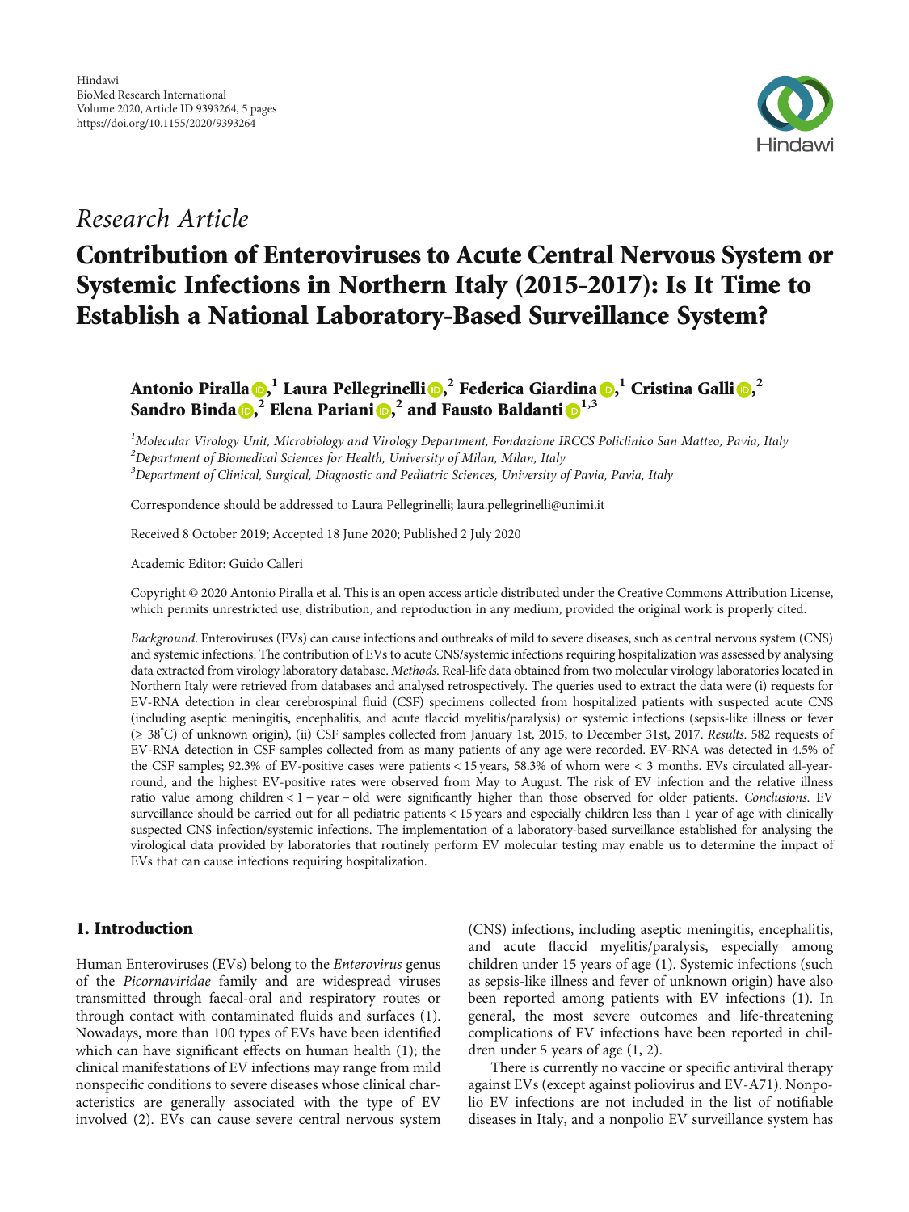Hindawi
BioMed Research International
Volume 2020, Article ID 9393264, 5 pages
https://doi.org/10.1155/2020/9393264

*Research Article*

# Contribution of Enteroviruses to Acute Central Nervous System or Systemic Infections in Northern Italy (2015-2017): Is It Time to Establish a National Laboratory-Based Surveillance System?

**Antonio Piralla**,[1] **Laura Pellegrinelli**,[2] **Federica Giardina**,[1] **Cristina Galli**,[2] **Sandro Binda**,[2] **Elena Pariani**,[2] **and Fausto Baldanti**[1,3]

[1]Molecular Virology Unit, Microbiology and Virology Department, Fondazione IRCCS Policlinico San Matteo, Pavia, Italy
[2]Department of Biomedical Sciences for Health, University of Milan, Milan, Italy
[3]Department of Clinical, Surgical, Diagnostic and Pediatric Sciences, University of Pavia, Pavia, Italy

Correspondence should be addressed to Laura Pellegrinelli; laura.pellegrinelli@unimi.it

Received 8 October 2019; Accepted 18 June 2020; Published 2 July 2020

Academic Editor: Guido Calleri

Copyright © 2020 Antonio Piralla et al. This is an open access article distributed under the Creative Commons Attribution License, which permits unrestricted use, distribution, and reproduction in any medium, provided the original work is properly cited.

*Background*. Enteroviruses (EVs) can cause infections and outbreaks of mild to severe diseases, such as central nervous system (CNS) and systemic infections. The contribution of EVs to acute CNS/systemic infections requiring hospitalization was assessed by analysing data extracted from virology laboratory database. *Methods*. Real-life data obtained from two molecular virology laboratories located in Northern Italy were retrieved from databases and analysed retrospectively. The queries used to extract the data were (i) requests for EV-RNA detection in clear cerebrospinal fluid (CSF) specimens collected from hospitalized patients with suspected acute CNS (including aseptic meningitis, encephalitis, and acute flaccid myelitis/paralysis) or systemic infections (sepsis-like illness or fever ($\geq 38^{\circ}$C) of unknown origin), (ii) CSF samples collected from January 1st, 2015, to December 31st, 2017. *Results*. 582 requests of EV-RNA detection in CSF samples collected from as many patients of any age were recorded. EV-RNA was detected in 4.5% of the CSF samples; 92.3% of EV-positive cases were patients < 15 years, 58.3% of whom were < 3 months. EVs circulated all-year-round, and the highest EV-positive rates were observed from May to August. The risk of EV infection and the relative illness ratio value among children < 1 – year – old were significantly higher than those observed for older patients. *Conclusions*. EV surveillance should be carried out for all pediatric patients < 15 years and especially children less than 1 year of age with clinically suspected CNS infection/systemic infections. The implementation of a laboratory-based surveillance established for analysing the virological data provided by laboratories that routinely perform EV molecular testing may enable us to determine the impact of EVs that can cause infections requiring hospitalization.

## 1. Introduction

Human Enteroviruses (EVs) belong to the *Enterovirus* genus of the *Picornaviridae* family and are widespread viruses transmitted through faecal-oral and respiratory routes or through contact with contaminated fluids and surfaces (1). Nowadays, more than 100 types of EVs have been identified which can have significant effects on human health (1); the clinical manifestations of EV infections may range from mild nonspecific conditions to severe diseases whose clinical characteristics are generally associated with the type of EV involved (2). EVs can cause severe central nervous system (CNS) infections, including aseptic meningitis, encephalitis, and acute flaccid myelitis/paralysis, especially among children under 15 years of age (1). Systemic infections (such as sepsis-like illness and fever of unknown origin) have also been reported among patients with EV infections (1). In general, the most severe outcomes and life-threatening complications of EV infections have been reported in children under 5 years of age (1, 2).

There is currently no vaccine or specific antiviral therapy against EVs (except against poliovirus and EV-A71). Nonpolio EV infections are not included in the list of notifiable diseases in Italy, and a nonpolio EV surveillance system has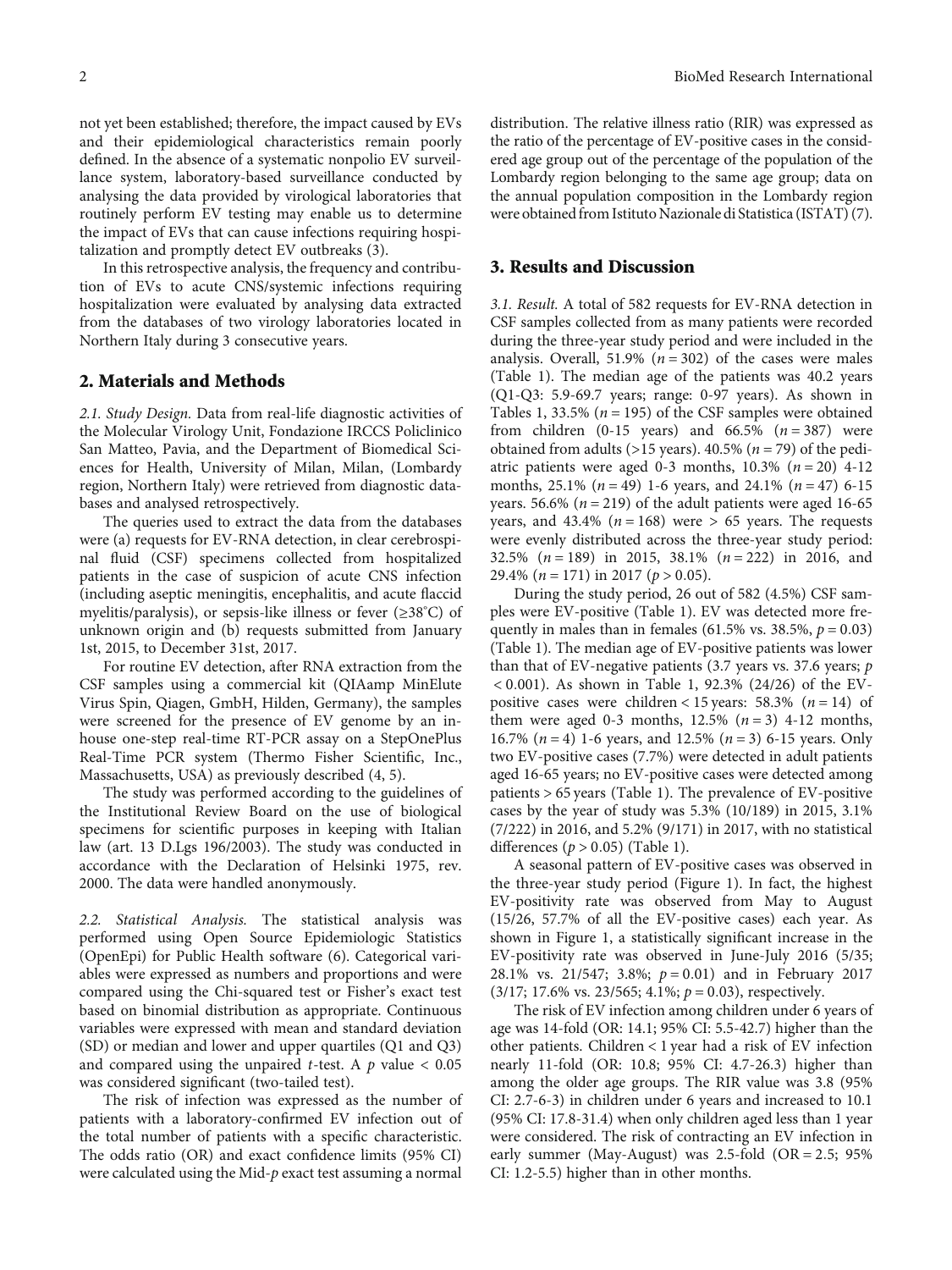not yet been established; therefore, the impact caused by EVs and their epidemiological characteristics remain poorly defined. In the absence of a systematic nonpolio EV surveillance system, laboratory-based surveillance conducted by analysing the data provided by virological laboratories that routinely perform EV testing may enable us to determine the impact of EVs that can cause infections requiring hospitalization and promptly detect EV outbreaks (3).

In this retrospective analysis, the frequency and contribution of EVs to acute CNS/systemic infections requiring hospitalization were evaluated by analysing data extracted from the databases of two virology laboratories located in Northern Italy during 3 consecutive years.

## 2. Materials and Methods

*2.1. Study Design.* Data from real-life diagnostic activities of the Molecular Virology Unit, Fondazione IRCCS Policlinico San Matteo, Pavia, and the Department of Biomedical Sciences for Health, University of Milan, Milan, (Lombardy region, Northern Italy) were retrieved from diagnostic databases and analysed retrospectively.

The queries used to extract the data from the databases were (a) requests for EV-RNA detection, in clear cerebrospinal fluid (CSF) specimens collected from hospitalized patients in the case of suspicion of acute CNS infection (including aseptic meningitis, encephalitis, and acute flaccid myelitis/paralysis), or sepsis-like illness or fever (≥38°C) of unknown origin and (b) requests submitted from January 1st, 2015, to December 31st, 2017.

For routine EV detection, after RNA extraction from the CSF samples using a commercial kit (QIAamp MinElute Virus Spin, Qiagen, GmbH, Hilden, Germany), the samples were screened for the presence of EV genome by an in-house one-step real-time RT-PCR assay on a StepOnePlus Real-Time PCR system (Thermo Fisher Scientific, Inc., Massachusetts, USA) as previously described (4, 5).

The study was performed according to the guidelines of the Institutional Review Board on the use of biological specimens for scientific purposes in keeping with Italian law (art. 13 D.Lgs 196/2003). The study was conducted in accordance with the Declaration of Helsinki 1975, rev. 2000. The data were handled anonymously.

*2.2. Statistical Analysis.* The statistical analysis was performed using Open Source Epidemiologic Statistics (OpenEpi) for Public Health software (6). Categorical variables were expressed as numbers and proportions and were compared using the Chi-squared test or Fisher's exact test based on binomial distribution as appropriate. Continuous variables were expressed with mean and standard deviation (SD) or median and lower and upper quartiles (Q1 and Q3) and compared using the unpaired $t$-test. A $p$ value $< 0.05$ was considered significant (two-tailed test).

The risk of infection was expressed as the number of patients with a laboratory-confirmed EV infection out of the total number of patients with a specific characteristic. The odds ratio (OR) and exact confidence limits (95% CI) were calculated using the Mid-$p$ exact test assuming a normal distribution. The relative illness ratio (RIR) was expressed as the ratio of the percentage of EV-positive cases in the considered age group out of the percentage of the population of the Lombardy region belonging to the same age group; data on the annual population composition in the Lombardy region were obtained from Istituto Nazionale di Statistica (ISTAT) (7).

## 3. Results and Discussion

*3.1. Result.* A total of 582 requests for EV-RNA detection in CSF samples collected from as many patients were recorded during the three-year study period and were included in the analysis. Overall, 51.9% ($n = 302$) of the cases were males (Table 1). The median age of the patients was 40.2 years (Q1-Q3: 5.9-69.7 years; range: 0-97 years). As shown in Tables 1, 33.5% ($n = 195$) of the CSF samples were obtained from children (0-15 years) and 66.5% ($n = 387$) were obtained from adults (>15 years). 40.5% ($n = 79$) of the pediatric patients were aged 0-3 months, 10.3% ($n = 20$) 4-12 months, 25.1% ($n = 49$) 1-6 years, and 24.1% ($n = 47$) 6-15 years. 56.6% ($n = 219$) of the adult patients were aged 16-65 years, and 43.4% ($n = 168$) were > 65 years. The requests were evenly distributed across the three-year study period: 32.5% ($n = 189$) in 2015, 38.1% ($n = 222$) in 2016, and 29.4% ($n = 171$) in 2017 ($p > 0.05$).

During the study period, 26 out of 582 (4.5%) CSF samples were EV-positive (Table 1). EV was detected more frequently in males than in females (61.5% vs. 38.5%, $p = 0.03$) (Table 1). The median age of EV-positive patients was lower than that of EV-negative patients (3.7 years vs. 37.6 years; $p < 0.001$). As shown in Table 1, 92.3% (24/26) of the EV-positive cases were children < 15 years: 58.3% ($n = 14$) of them were aged 0-3 months, 12.5% ($n = 3$) 4-12 months, 16.7% ($n = 4$) 1-6 years, and 12.5% ($n = 3$) 6-15 years. Only two EV-positive cases (7.7%) were detected in adult patients aged 16-65 years; no EV-positive cases were detected among patients > 65 years (Table 1). The prevalence of EV-positive cases by the year of study was 5.3% (10/189) in 2015, 3.1% (7/222) in 2016, and 5.2% (9/171) in 2017, with no statistical differences ($p > 0.05$) (Table 1).

A seasonal pattern of EV-positive cases was observed in the three-year study period (Figure 1). In fact, the highest EV-positivity rate was observed from May to August (15/26, 57.7% of all the EV-positive cases) each year. As shown in Figure 1, a statistically significant increase in the EV-positivity rate was observed in June-July 2016 (5/35; 28.1% vs. 21/547; 3.8%; $p = 0.01$) and in February 2017 (3/17; 17.6% vs. 23/565; 4.1%; $p = 0.03$), respectively.

The risk of EV infection among children under 6 years of age was 14-fold (OR: 14.1; 95% CI: 5.5-42.7) higher than the other patients. Children < 1 year had a risk of EV infection nearly 11-fold (OR: 10.8; 95% CI: 4.7-26.3) higher than among the older age groups. The RIR value was 3.8 (95% CI: 2.7-6-3) in children under 6 years and increased to 10.1 (95% CI: 17.8-31.4) when only children aged less than 1 year were considered. The risk of contracting an EV infection in early summer (May-August) was 2.5-fold (OR = 2.5; 95% CI: 1.2-5.5) higher than in other months.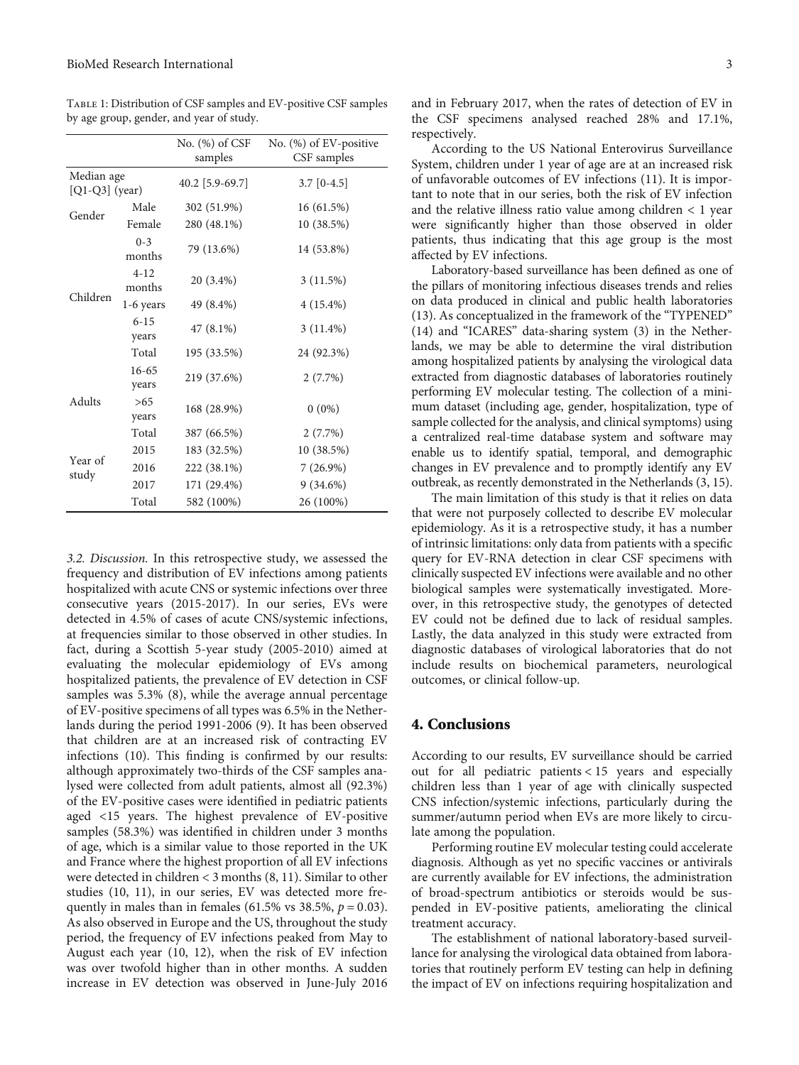Table 1: Distribution of CSF samples and EV-positive CSF samples by age group, gender, and year of study.

| | | No. (%) of CSF samples | No. (%) of EV-positive CSF samples |
|---|---|---|---|
| Median age [Q1-Q3] (year) | | 40.2 [5.9-69.7] | 3.7 [0-4.5] |
| Gender | Male | 302 (51.9%) | 16 (61.5%) |
| | Female | 280 (48.1%) | 10 (38.5%) |
| Children | 0-3 months | 79 (13.6%) | 14 (53.8%) |
| | 4-12 months | 20 (3.4%) | 3 (11.5%) |
| | 1-6 years | 49 (8.4%) | 4 (15.4%) |
| | 6-15 years | 47 (8.1%) | 3 (11.4%) |
| | Total | 195 (33.5%) | 24 (92.3%) |
| Adults | 16-65 years | 219 (37.6%) | 2 (7.7%) |
| | >65 years | 168 (28.9%) | 0 (0%) |
| | Total | 387 (66.5%) | 2 (7.7%) |
| Year of study | 2015 | 183 (32.5%) | 10 (38.5%) |
| | 2016 | 222 (38.1%) | 7 (26.9%) |
| | 2017 | 171 (29.4%) | 9 (34.6%) |
| | Total | 582 (100%) | 26 (100%) |

*3.2. Discussion.* In this retrospective study, we assessed the frequency and distribution of EV infections among patients hospitalized with acute CNS or systemic infections over three consecutive years (2015-2017). In our series, EVs were detected in 4.5% of cases of acute CNS/systemic infections, at frequencies similar to those observed in other studies. In fact, during a Scottish 5-year study (2005-2010) aimed at evaluating the molecular epidemiology of EVs among hospitalized patients, the prevalence of EV detection in CSF samples was 5.3% (8), while the average annual percentage of EV-positive specimens of all types was 6.5% in the Netherlands during the period 1991-2006 (9). It has been observed that children are at an increased risk of contracting EV infections (10). This finding is confirmed by our results: although approximately two-thirds of the CSF samples analysed were collected from adult patients, almost all (92.3%) of the EV-positive cases were identified in pediatric patients aged <15 years. The highest prevalence of EV-positive samples (58.3%) was identified in children under 3 months of age, which is a similar value to those reported in the UK and France where the highest proportion of all EV infections were detected in children < 3 months (8, 11). Similar to other studies (10, 11), in our series, EV was detected more frequently in males than in females (61.5% vs 38.5%, $p = 0.03$). As also observed in Europe and the US, throughout the study period, the frequency of EV infections peaked from May to August each year (10, 12), when the risk of EV infection was over twofold higher than in other months. A sudden increase in EV detection was observed in June-July 2016 and in February 2017, when the rates of detection of EV in the CSF specimens analysed reached 28% and 17.1%, respectively.

According to the US National Enterovirus Surveillance System, children under 1 year of age are at an increased risk of unfavorable outcomes of EV infections (11). It is important to note that in our series, both the risk of EV infection and the relative illness ratio value among children < 1 year were significantly higher than those observed in older patients, thus indicating that this age group is the most affected by EV infections.

Laboratory-based surveillance has been defined as one of the pillars of monitoring infectious diseases trends and relies on data produced in clinical and public health laboratories (13). As conceptualized in the framework of the "TYPENED" (14) and "ICARES" data-sharing system (3) in the Netherlands, we may be able to determine the viral distribution among hospitalized patients by analysing the virological data extracted from diagnostic databases of laboratories routinely performing EV molecular testing. The collection of a minimum dataset (including age, gender, hospitalization, type of sample collected for the analysis, and clinical symptoms) using a centralized real-time database system and software may enable us to identify spatial, temporal, and demographic changes in EV prevalence and to promptly identify any EV outbreak, as recently demonstrated in the Netherlands (3, 15).

The main limitation of this study is that it relies on data that were not purposely collected to describe EV molecular epidemiology. As it is a retrospective study, it has a number of intrinsic limitations: only data from patients with a specific query for EV-RNA detection in clear CSF specimens with clinically suspected EV infections were available and no other biological samples were systematically investigated. Moreover, in this retrospective study, the genotypes of detected EV could not be defined due to lack of residual samples. Lastly, the data analyzed in this study were extracted from diagnostic databases of virological laboratories that do not include results on biochemical parameters, neurological outcomes, or clinical follow-up.

## 4. Conclusions

According to our results, EV surveillance should be carried out for all pediatric patients < 15 years and especially children less than 1 year of age with clinically suspected CNS infection/systemic infections, particularly during the summer/autumn period when EVs are more likely to circulate among the population.

Performing routine EV molecular testing could accelerate diagnosis. Although as yet no specific vaccines or antivirals are currently available for EV infections, the administration of broad-spectrum antibiotics or steroids would be suspended in EV-positive patients, ameliorating the clinical treatment accuracy.

The establishment of national laboratory-based surveillance for analysing the virological data obtained from laboratories that routinely perform EV testing can help in defining the impact of EV on infections requiring hospitalization and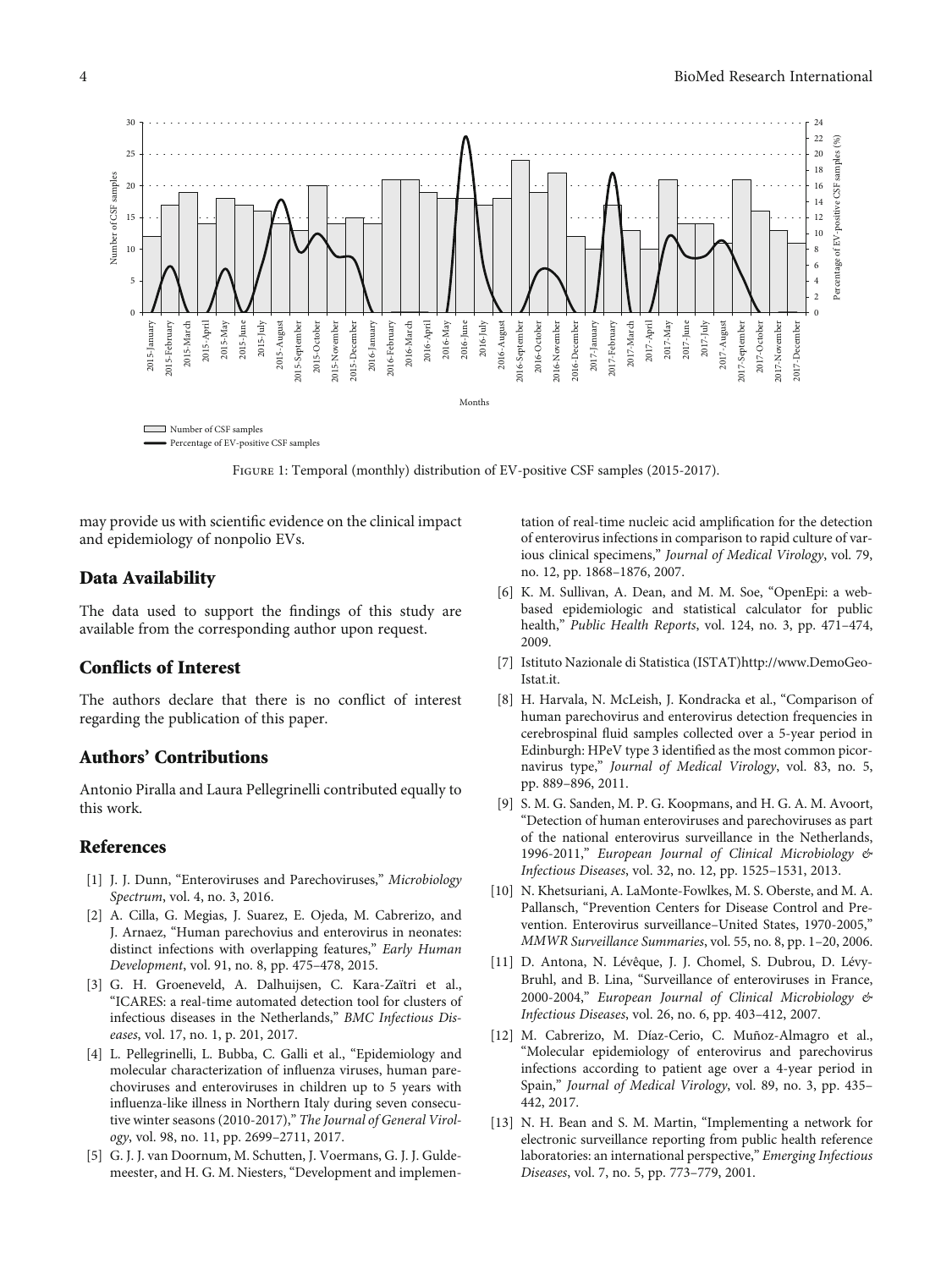Figure 1: Temporal (monthly) distribution of EV-positive CSF samples (2015-2017).

may provide us with scientific evidence on the clinical impact and epidemiology of nonpolio EVs.

## Data Availability

The data used to support the findings of this study are available from the corresponding author upon request.

## Conflicts of Interest

The authors declare that there is no conflict of interest regarding the publication of this paper.

## Authors' Contributions

Antonio Piralla and Laura Pellegrinelli contributed equally to this work.

## References

[1] J. J. Dunn, "Enteroviruses and Parechoviruses," *Microbiology Spectrum*, vol. 4, no. 3, 2016.

[2] A. Cilla, G. Megias, J. Suarez, E. Ojeda, M. Cabrerizo, and J. Arnaez, "Human parechovirus and enterovirus in neonates: distinct infections with overlapping features," *Early Human Development*, vol. 91, no. 8, pp. 475–478, 2015.

[3] G. H. Groeneveld, A. Dalhuijsen, C. Kara-Zaïtri et al., "ICARES: a real-time automated detection tool for clusters of infectious diseases in the Netherlands," *BMC Infectious Diseases*, vol. 17, no. 1, p. 201, 2017.

[4] L. Pellegrinelli, L. Bubba, C. Galli et al., "Epidemiology and molecular characterization of influenza viruses, human parechoviruses and enteroviruses in children up to 5 years with influenza-like illness in Northern Italy during seven consecutive winter seasons (2010-2017)," *The Journal of General Virology*, vol. 98, no. 11, pp. 2699–2711, 2017.

[5] G. J. J. van Doornum, M. Schutten, J. Voermans, G. J. J. Guldemeester, and H. G. M. Niesters, "Development and implementation of real-time nucleic acid amplification for the detection of enterovirus infections in comparison to rapid culture of various clinical specimens," *Journal of Medical Virology*, vol. 79, no. 12, pp. 1868–1876, 2007.

[6] K. M. Sullivan, A. Dean, and M. M. Soe, "OpenEpi: a web-based epidemiologic and statistical calculator for public health," *Public Health Reports*, vol. 124, no. 3, pp. 471–474, 2009.

[7] Istituto Nazionale di Statistica (ISTAT)http://www.DemoGeo-Istat.it.

[8] H. Harvala, N. McLeish, J. Kondracka et al., "Comparison of human parechovirus and enterovirus detection frequencies in cerebrospinal fluid samples collected over a 5-year period in Edinburgh: HPeV type 3 identified as the most common picornavirus type," *Journal of Medical Virology*, vol. 83, no. 5, pp. 889–896, 2011.

[9] S. M. G. Sanden, M. P. G. Koopmans, and H. G. A. M. Avoort, "Detection of human enteroviruses and parechoviruses as part of the national enterovirus surveillance in the Netherlands, 1996-2011," *European Journal of Clinical Microbiology & Infectious Diseases*, vol. 32, no. 12, pp. 1525–1531, 2013.

[10] N. Khetsuriani, A. LaMonte-Fowlkes, M. S. Oberste, and M. A. Pallansch, "Prevention Centers for Disease Control and Prevention. Enterovirus surveillance–United States, 1970-2005," *MMWR Surveillance Summaries*, vol. 55, no. 8, pp. 1–20, 2006.

[11] D. Antona, N. Lévêque, J. J. Chomel, S. Dubrou, D. Lévy-Bruhl, and B. Lina, "Surveillance of enteroviruses in France, 2000-2004," *European Journal of Clinical Microbiology & Infectious Diseases*, vol. 26, no. 6, pp. 403–412, 2007.

[12] M. Cabrerizo, M. Díaz-Cerio, C. Muñoz-Almagro et al., "Molecular epidemiology of enterovirus and parechovirus infections according to patient age over a 4-year period in Spain," *Journal of Medical Virology*, vol. 89, no. 3, pp. 435–442, 2017.

[13] N. H. Bean and S. M. Martin, "Implementing a network for electronic surveillance reporting from public health reference laboratories: an international perspective," *Emerging Infectious Diseases*, vol. 7, no. 5, pp. 773–779, 2001.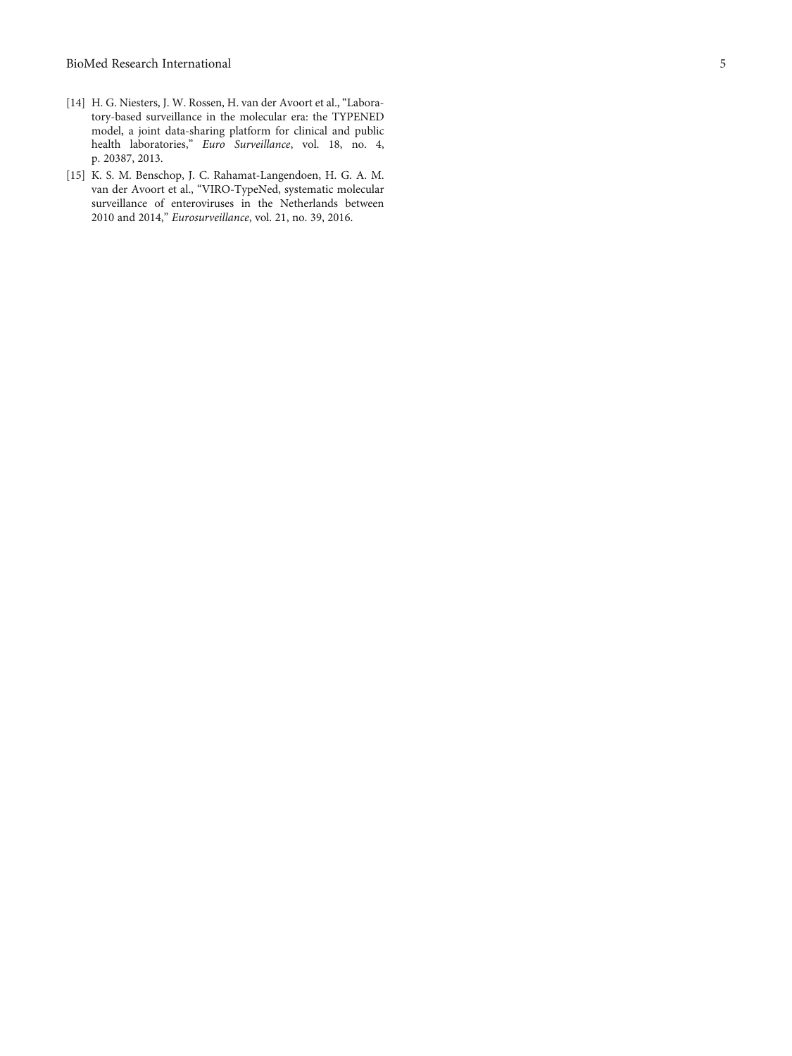[14] H. G. Niesters, J. W. Rossen, H. van der Avoort et al., "Laboratory-based surveillance in the molecular era: the TYPENED model, a joint data-sharing platform for clinical and public health laboratories," *Euro Surveillance*, vol. 18, no. 4, p. 20387, 2013.

[15] K. S. M. Benschop, J. C. Rahamat-Langendoen, H. G. A. M. van der Avoort et al., "VIRO-TypeNed, systematic molecular surveillance of enteroviruses in the Netherlands between 2010 and 2014," *Eurosurveillance*, vol. 21, no. 39, 2016.